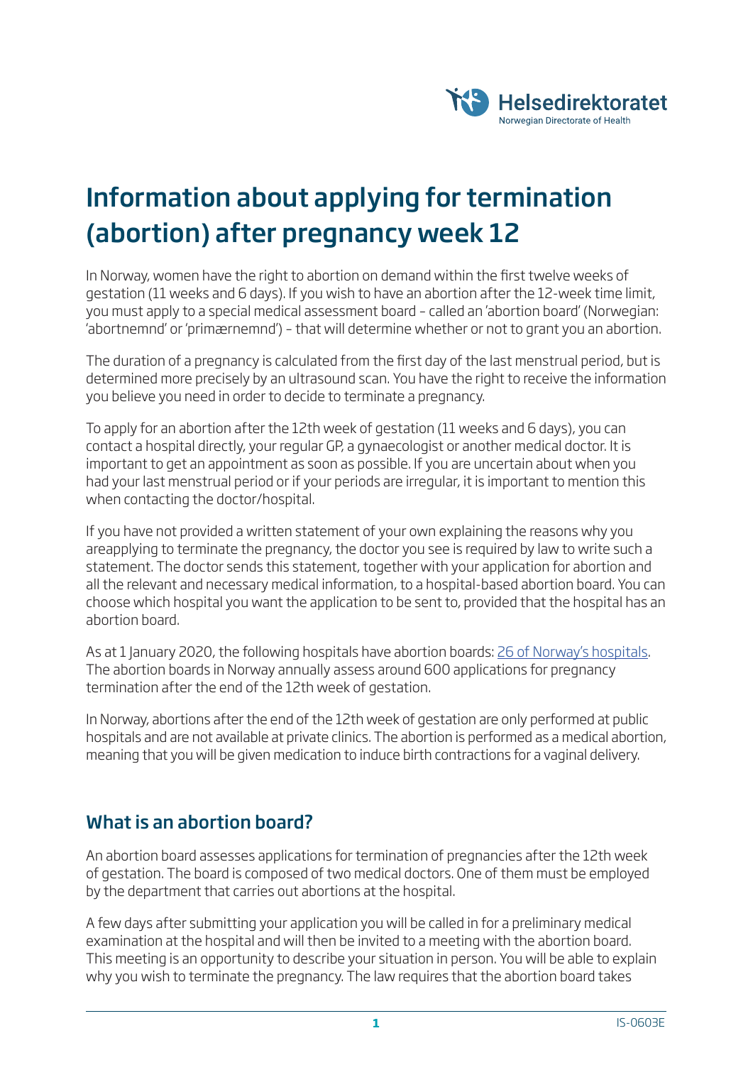# Information about applying for termination (abortion) after pregnancy week 12

In Norway, women have the right to abortion on demand within the first twelve weeks of gestation (11 weeks and 6 days). If you wish to have an abortion after the 12-week time limit, you must apply to a special medical assessment board – called an 'abortion board' (Norwegian: 'abortnemnd' or 'primærnemnd') – that will determine whether or not to grant you an abortion.

The duration of a pregnancy is calculated from the first day of the last menstrual period, but is determined more precisely by an ultrasound scan. You have the right to receive the information you believe you need in order to decide to terminate a pregnancy.

To apply for an abortion after the 12th week of gestation (11 weeks and 6 days), you can contact a hospital directly, your regular GP, a gynaecologist or another medical doctor. It is important to get an appointment as soon as possible. If you are uncertain about when you had your last menstrual period or if your periods are irregular, it is important to mention this when contacting the doctor/hospital.

If you have not provided a written statement of your own explaining the reasons why you areapplying to terminate the pregnancy, the doctor you see is required by law to write such a statement. The doctor sends this statement, together with your application for abortion and all the relevant and necessary medical information, to a hospital-based abortion board. You can choose which hospital you want the application to be sent to, provided that the hospital has an abortion board.

As at 1 January 2020, the following hospitals have abortion boards: [26 of Norway's hospitals]. The abortion boards in Norway annually assess around 600 applications for pregnancy termination after the end of the 12th week of gestation.

In Norway, abortions after the end of the 12th week of gestation are only performed at public hospitals and are not available at private clinics. The abortion is performed as a medical abortion, meaning that you will be given medication to induce birth contractions for a vaginal delivery.

## What is an abortion board?

An abortion board assesses applications for termination of pregnancies after the 12th week of gestation. The board is composed of two medical doctors. One of them must be employed by the department that carries out abortions at the hospital.

A few days after submitting your application you will be called in for a preliminary medical examination at the hospital and will then be invited to a meeting with the abortion board. This meeting is an opportunity to describe your situation in person. You will be able to explain why you wish to terminate the pregnancy. The law requires that the abortion board takes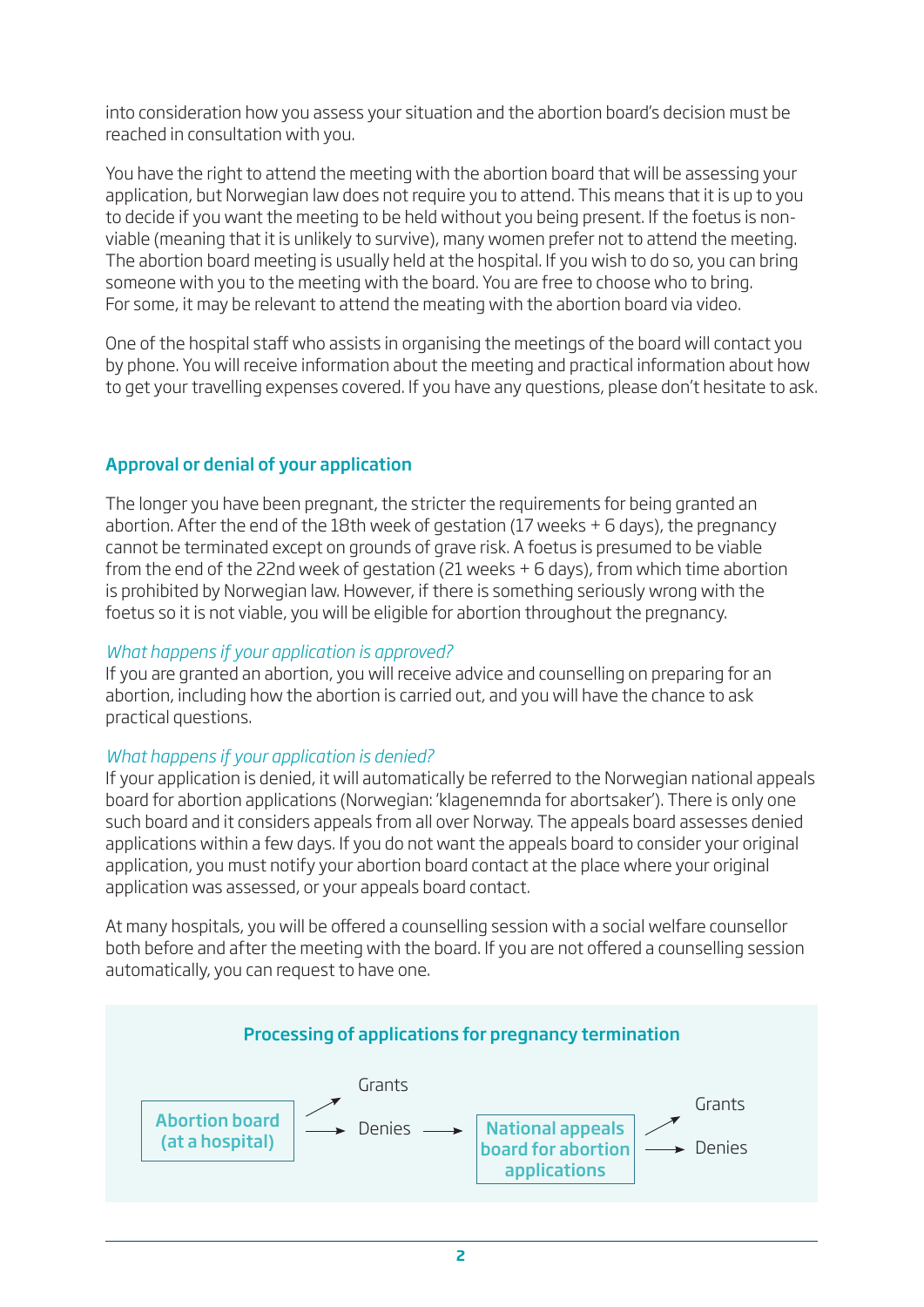into consideration how you assess your situation and the abortion board's decision must be reached in consultation with you.

You have the right to attend the meeting with the abortion board that will be assessing your application, but Norwegian law does not require you to attend. This means that it is up to you to decide if you want the meeting to be held without you being present. If the foetus is non-viable (meaning that it is unlikely to survive), many women prefer not to attend the meeting. The abortion board meeting is usually held at the hospital. If you wish to do so, you can bring someone with you to the meeting with the board. You are free to choose who to bring. For some, it may be relevant to attend the meating with the abortion board via video.

One of the hospital staff who assists in organising the meetings of the board will contact you by phone. You will receive information about the meeting and practical information about how to get your travelling expenses covered. If you have any questions, please don't hesitate to ask.

## Approval or denial of your application

The longer you have been pregnant, the stricter the requirements for being granted an abortion. After the end of the 18th week of gestation (17 weeks + 6 days), the pregnancy cannot be terminated except on grounds of grave risk. A foetus is presumed to be viable from the end of the 22nd week of gestation (21 weeks + 6 days), from which time abortion is prohibited by Norwegian law. However, if there is something seriously wrong with the foetus so it is not viable, you will be eligible for abortion throughout the pregnancy.

*What happens if your application is approved?*

If you are granted an abortion, you will receive advice and counselling on preparing for an abortion, including how the abortion is carried out, and you will have the chance to ask practical questions.

*What happens if your application is denied?*

If your application is denied, it will automatically be referred to the Norwegian national appeals board for abortion applications (Norwegian: 'klagenemnda for abortsaker'). There is only one such board and it considers appeals from all over Norway. The appeals board assesses denied applications within a few days. If you do not want the appeals board to consider your original application, you must notify your abortion board contact at the place where your original application was assessed, or your appeals board contact.

At many hospitals, you will be offered a counselling session with a social welfare counsellor both before and after the meeting with the board. If you are not offered a counselling session automatically, you can request to have one.

**Processing of applications for pregnancy termination**

Abortion board (at a hospital) → Grants / Denies → National appeals board for abortion applications → Grants / Denies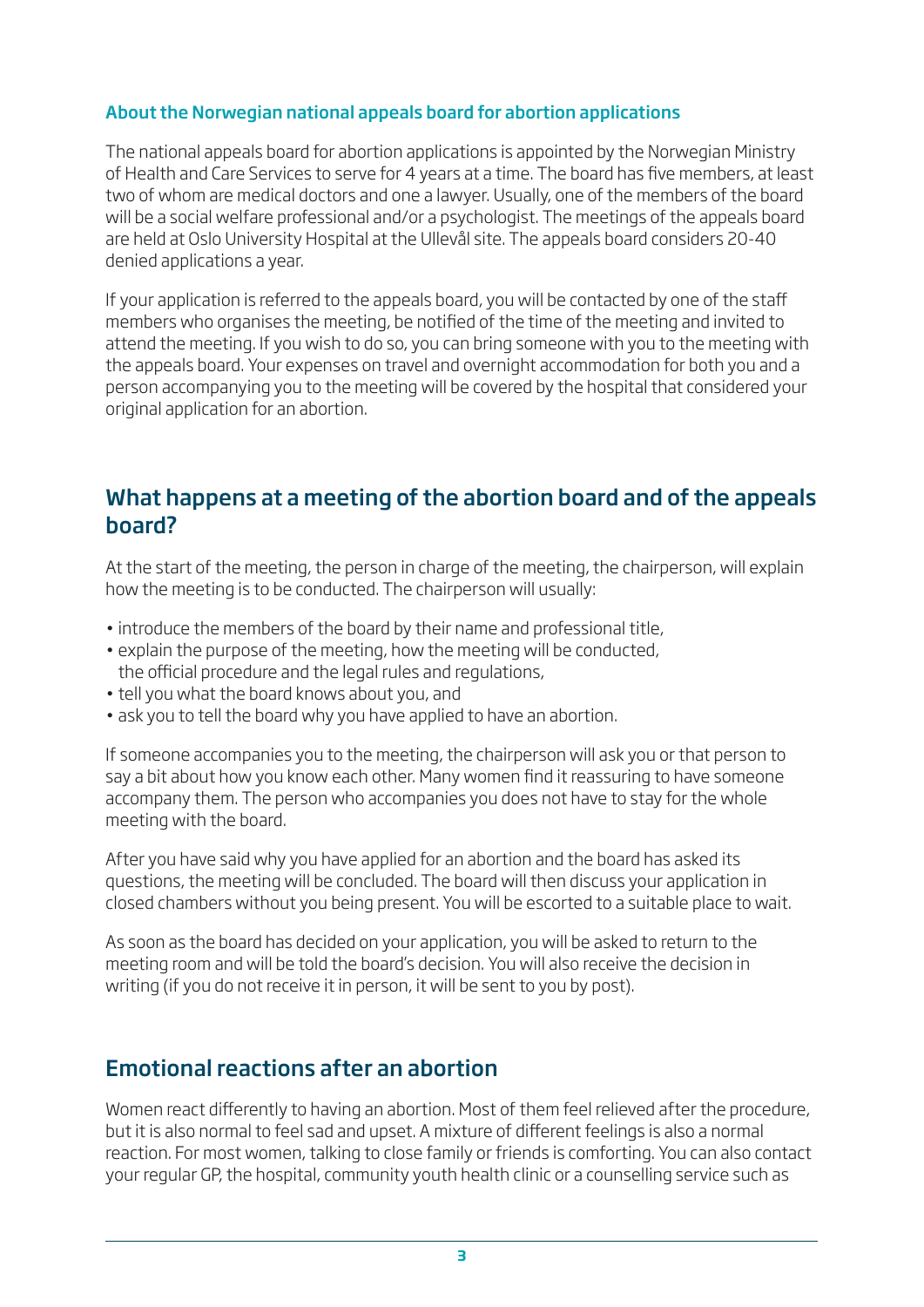### About the Norwegian national appeals board for abortion applications

The national appeals board for abortion applications is appointed by the Norwegian Ministry of Health and Care Services to serve for 4 years at a time. The board has five members, at least two of whom are medical doctors and one a lawyer. Usually, one of the members of the board will be a social welfare professional and/or a psychologist. The meetings of the appeals board are held at Oslo University Hospital at the Ullevål site. The appeals board considers 20-40 denied applications a year.

If your application is referred to the appeals board, you will be contacted by one of the staff members who organises the meeting, be notified of the time of the meeting and invited to attend the meeting. If you wish to do so, you can bring someone with you to the meeting with the appeals board. Your expenses on travel and overnight accommodation for both you and a person accompanying you to the meeting will be covered by the hospital that considered your original application for an abortion.

## What happens at a meeting of the abortion board and of the appeals board?

At the start of the meeting, the person in charge of the meeting, the chairperson, will explain how the meeting is to be conducted. The chairperson will usually:

- introduce the members of the board by their name and professional title,
- explain the purpose of the meeting, how the meeting will be conducted, the official procedure and the legal rules and regulations,
- tell you what the board knows about you, and
- ask you to tell the board why you have applied to have an abortion.

If someone accompanies you to the meeting, the chairperson will ask you or that person to say a bit about how you know each other. Many women find it reassuring to have someone accompany them. The person who accompanies you does not have to stay for the whole meeting with the board.

After you have said why you have applied for an abortion and the board has asked its questions, the meeting will be concluded. The board will then discuss your application in closed chambers without you being present. You will be escorted to a suitable place to wait.

As soon as the board has decided on your application, you will be asked to return to the meeting room and will be told the board's decision. You will also receive the decision in writing (if you do not receive it in person, it will be sent to you by post).

## Emotional reactions after an abortion

Women react differently to having an abortion. Most of them feel relieved after the procedure, but it is also normal to feel sad and upset. A mixture of different feelings is also a normal reaction. For most women, talking to close family or friends is comforting. You can also contact your regular GP, the hospital, community youth health clinic or a counselling service such as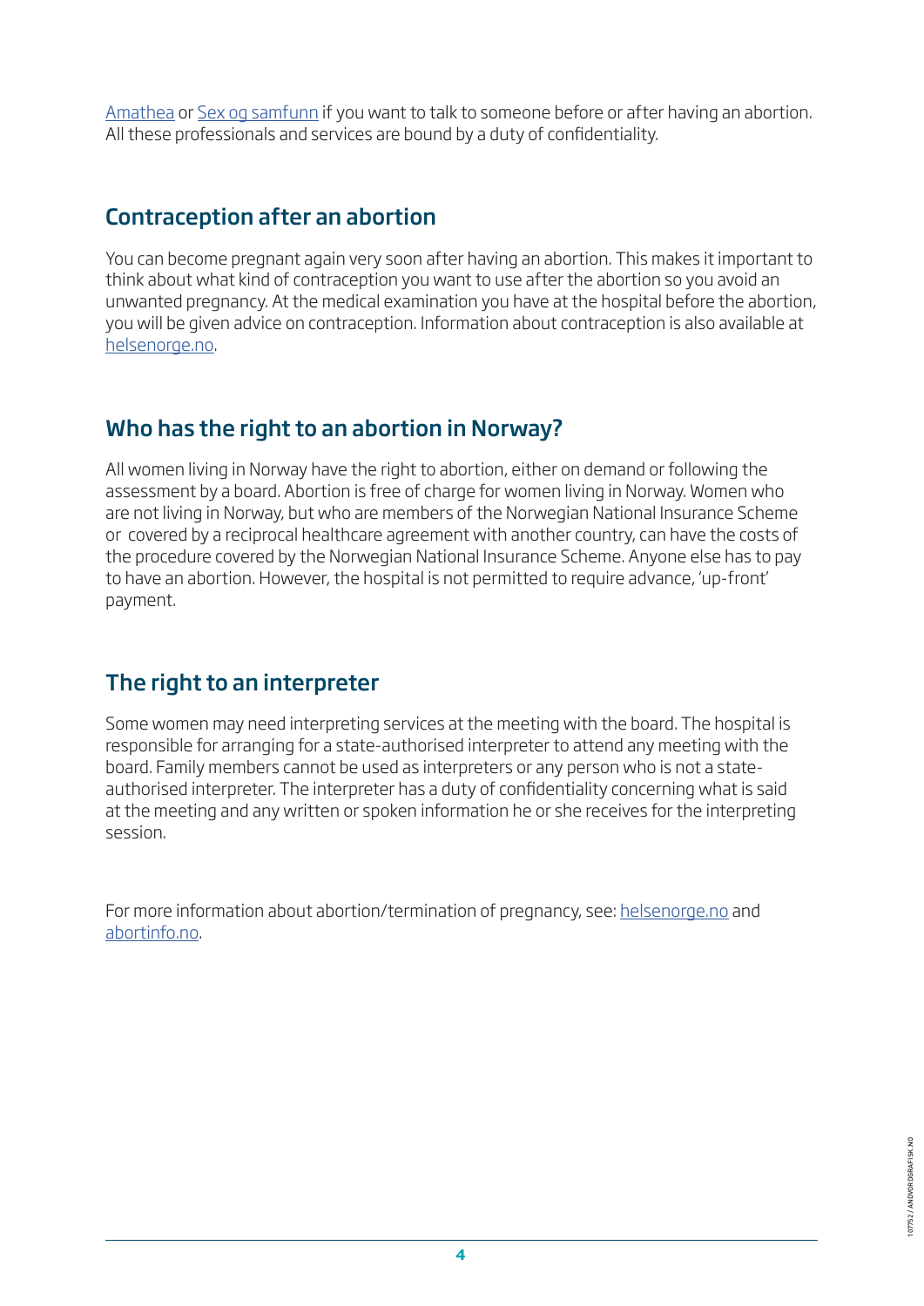Amathea or Sex og samfunn if you want to talk to someone before or after having an abortion. All these professionals and services are bound by a duty of confidentiality.

## Contraception after an abortion

You can become pregnant again very soon after having an abortion. This makes it important to think about what kind of contraception you want to use after the abortion so you avoid an unwanted pregnancy. At the medical examination you have at the hospital before the abortion, you will be given advice on contraception. Information about contraception is also available at helsenorge.no.

## Who has the right to an abortion in Norway?

All women living in Norway have the right to abortion, either on demand or following the assessment by a board. Abortion is free of charge for women living in Norway. Women who are not living in Norway, but who are members of the Norwegian National Insurance Scheme or covered by a reciprocal healthcare agreement with another country, can have the costs of the procedure covered by the Norwegian National Insurance Scheme. Anyone else has to pay to have an abortion. However, the hospital is not permitted to require advance, 'up-front' payment.

## The right to an interpreter

Some women may need interpreting services at the meeting with the board. The hospital is responsible for arranging for a state-authorised interpreter to attend any meeting with the board. Family members cannot be used as interpreters or any person who is not a state-authorised interpreter. The interpreter has a duty of confidentiality concerning what is said at the meeting and any written or spoken information he or she receives for the interpreting session.

For more information about abortion/termination of pregnancy, see: helsenorge.no and abortinfo.no.